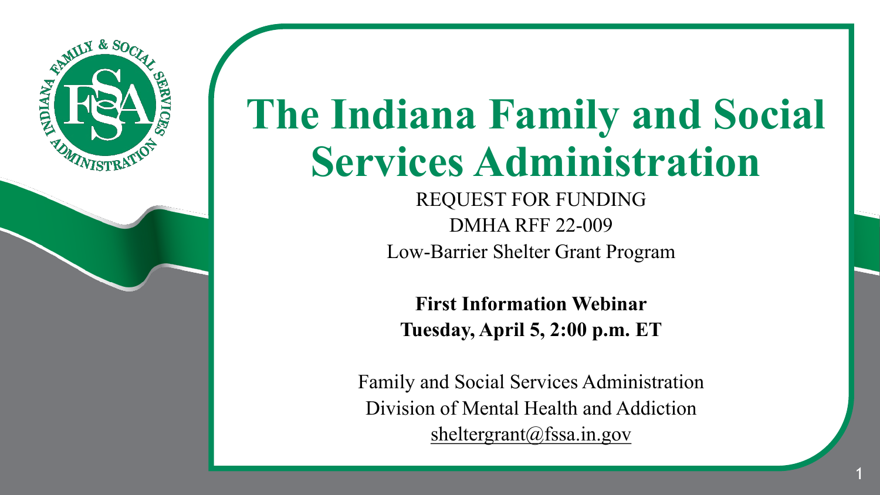# The Indiana Family and Social Services Administration

REQUEST FOR FUNDING

DMHA RFF 22-009

Low-Barrier Shelter Grant Program

**First Information Webinar**

**Tuesday, April 5, 2:00 p.m. ET**

Family and Social Services Administration

Division of Mental Health and Addiction

sheltergrant@fssa.in.gov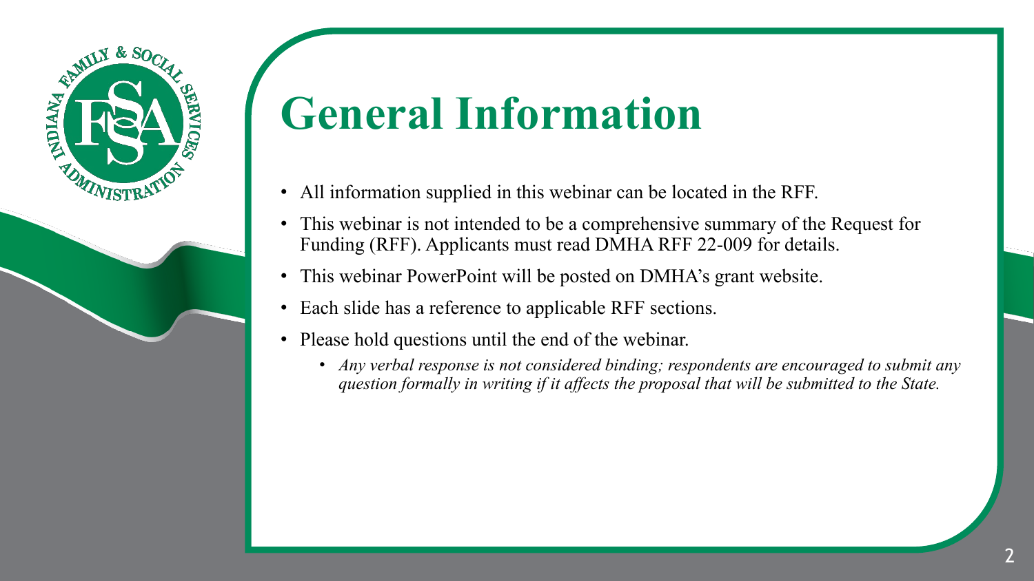# General Information

- All information supplied in this webinar can be located in the RFF.
- This webinar is not intended to be a comprehensive summary of the Request for Funding (RFF). Applicants must read DMHA RFF 22-009 for details.
- This webinar PowerPoint will be posted on DMHA's grant website.
- Each slide has a reference to applicable RFF sections.
- Please hold questions until the end of the webinar.
    - *Any verbal response is not considered binding; respondents are encouraged to submit any question formally in writing if it affects the proposal that will be submitted to the State.*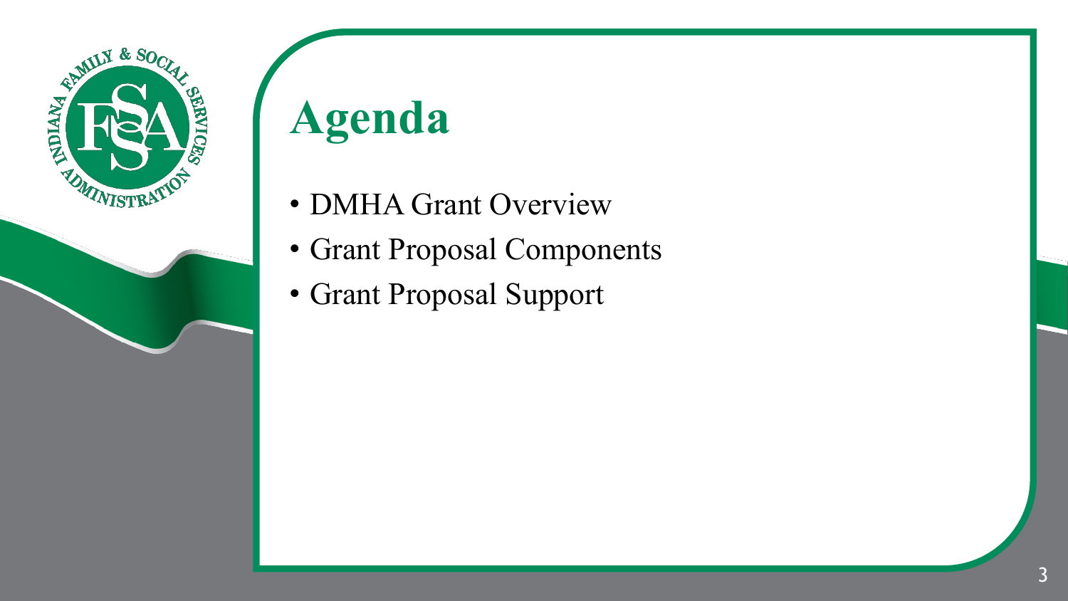# Agenda

- DMHA Grant Overview
- Grant Proposal Components
- Grant Proposal Support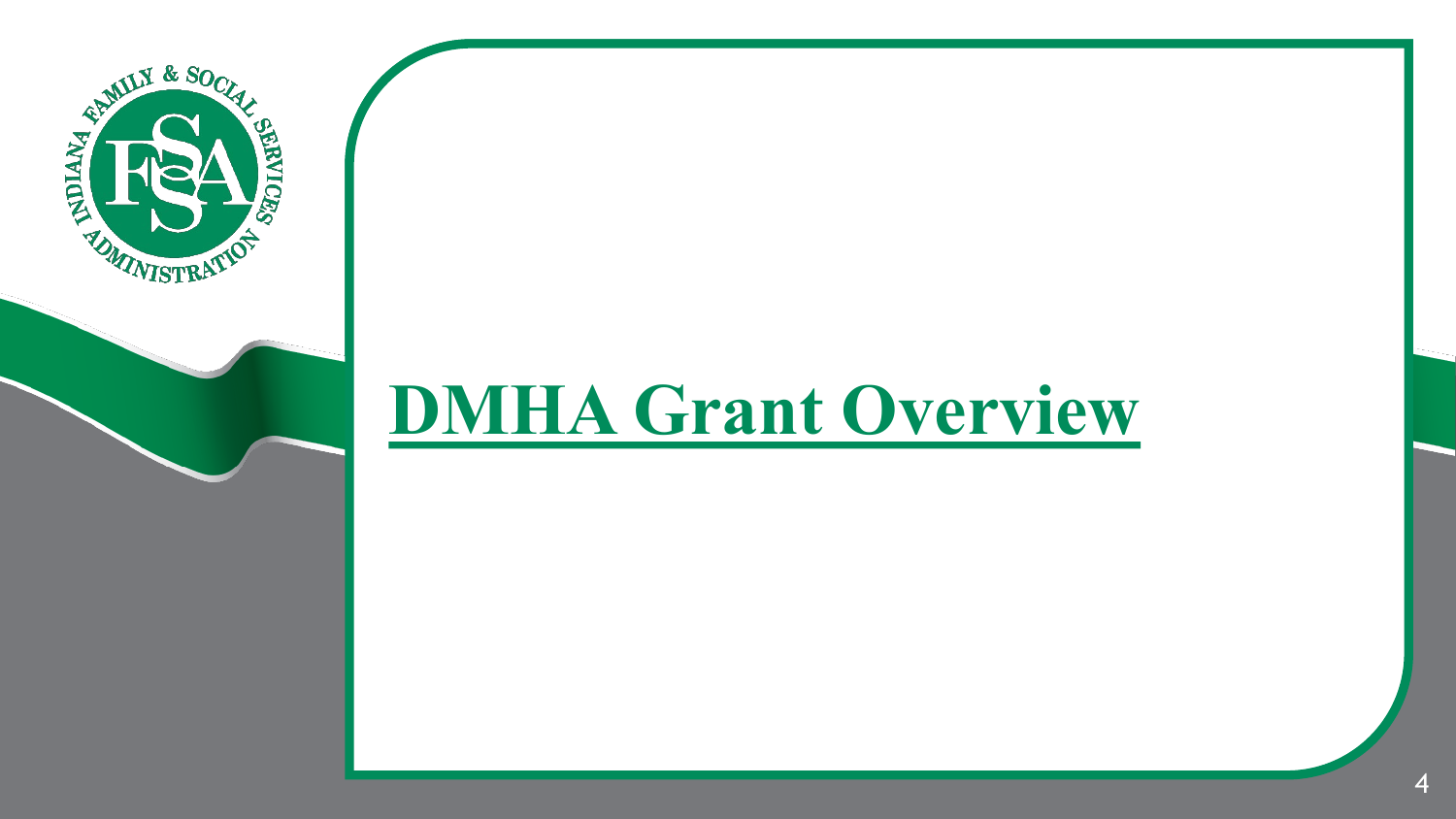# DMHA Grant Overview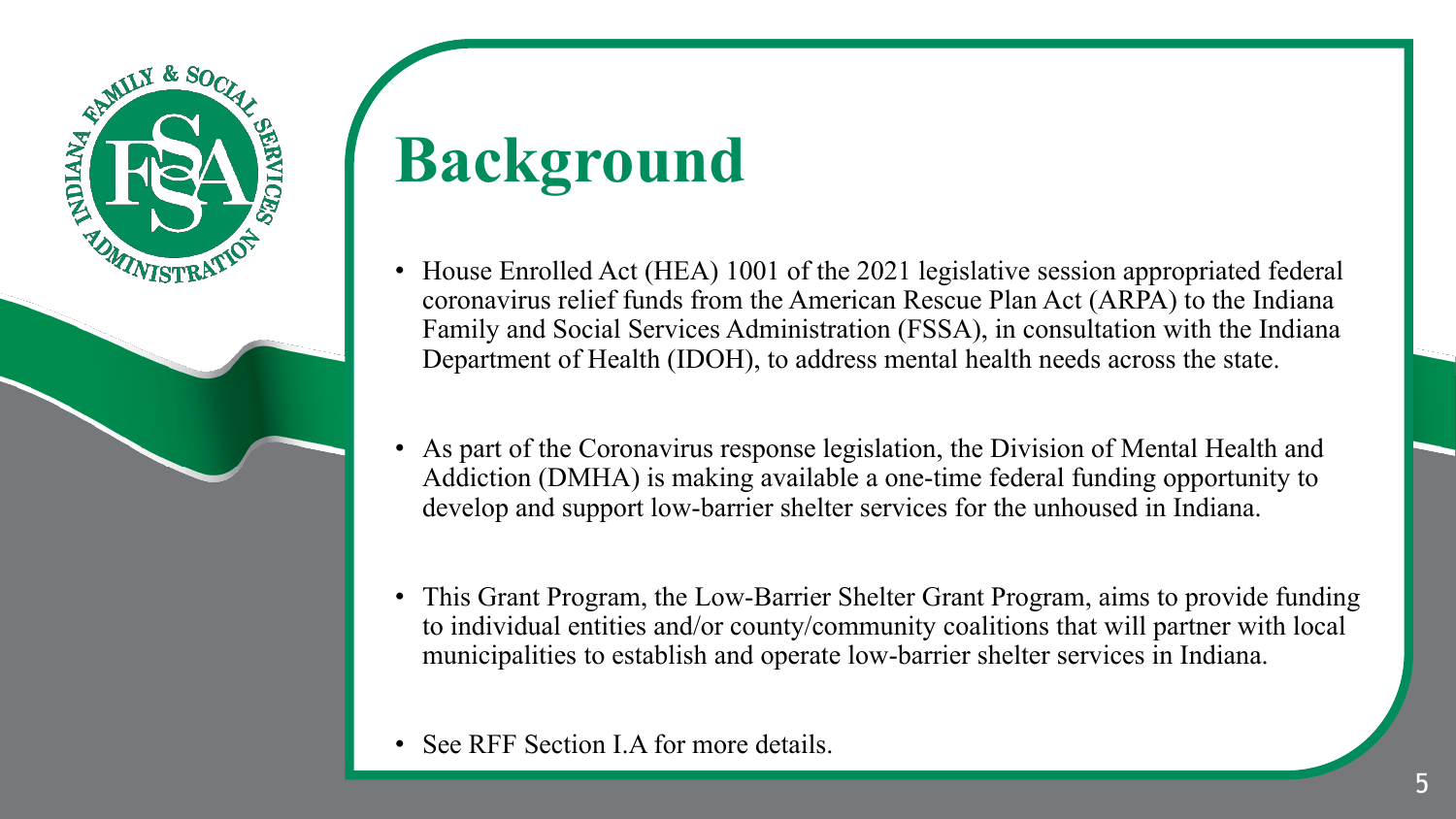# Background

- House Enrolled Act (HEA) 1001 of the 2021 legislative session appropriated federal coronavirus relief funds from the American Rescue Plan Act (ARPA) to the Indiana Family and Social Services Administration (FSSA), in consultation with the Indiana Department of Health (IDOH), to address mental health needs across the state.
- As part of the Coronavirus response legislation, the Division of Mental Health and Addiction (DMHA) is making available a one-time federal funding opportunity to develop and support low-barrier shelter services for the unhoused in Indiana.
- This Grant Program, the Low-Barrier Shelter Grant Program, aims to provide funding to individual entities and/or county/community coalitions that will partner with local municipalities to establish and operate low-barrier shelter services in Indiana.
- See RFF Section I.A for more details.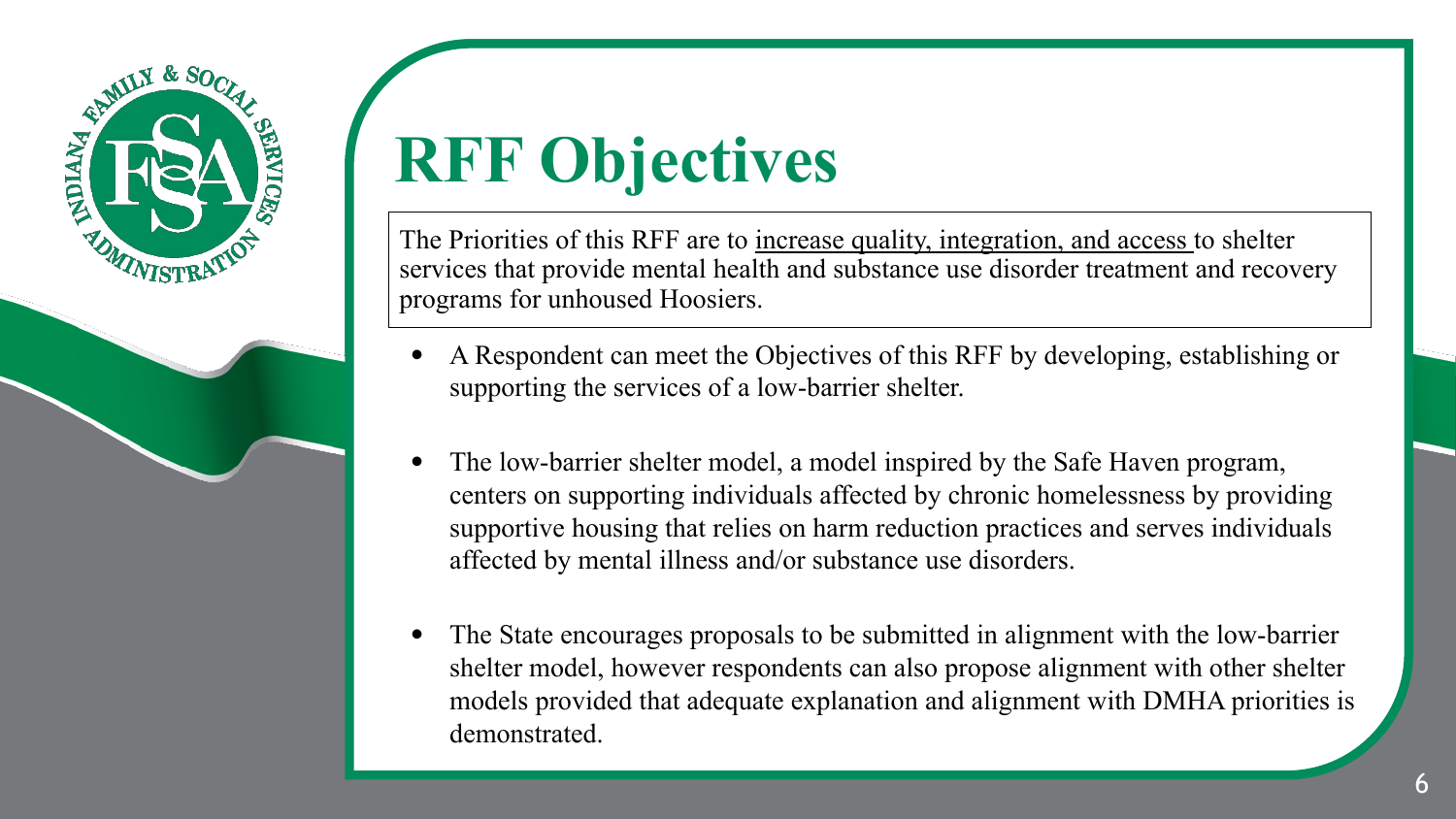# RFF Objectives

The Priorities of this RFF are to increase quality, integration, and access to shelter services that provide mental health and substance use disorder treatment and recovery programs for unhoused Hoosiers.

- A Respondent can meet the Objectives of this RFF by developing, establishing or supporting the services of a low-barrier shelter.
- The low-barrier shelter model, a model inspired by the Safe Haven program, centers on supporting individuals affected by chronic homelessness by providing supportive housing that relies on harm reduction practices and serves individuals affected by mental illness and/or substance use disorders.
- The State encourages proposals to be submitted in alignment with the low-barrier shelter model, however respondents can also propose alignment with other shelter models provided that adequate explanation and alignment with DMHA priorities is demonstrated.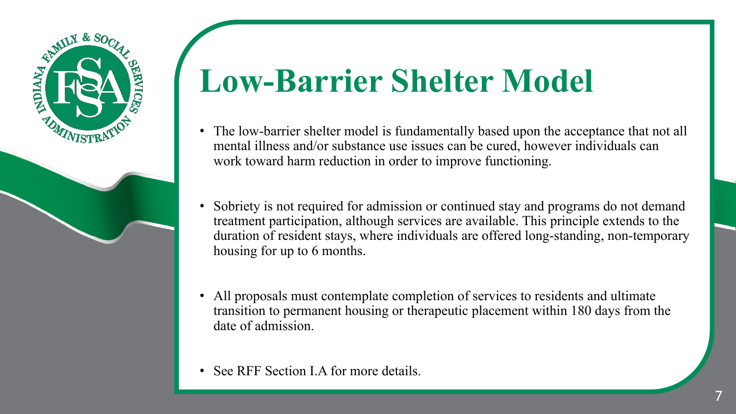# Low-Barrier Shelter Model

- The low-barrier shelter model is fundamentally based upon the acceptance that not all mental illness and/or substance use issues can be cured, however individuals can work toward harm reduction in order to improve functioning.

- Sobriety is not required for admission or continued stay and programs do not demand treatment participation, although services are available. This principle extends to the duration of resident stays, where individuals are offered long-standing, non-temporary housing for up to 6 months.

- All proposals must contemplate completion of services to residents and ultimate transition to permanent housing or therapeutic placement within 180 days from the date of admission.

- See RFF Section I.A for more details.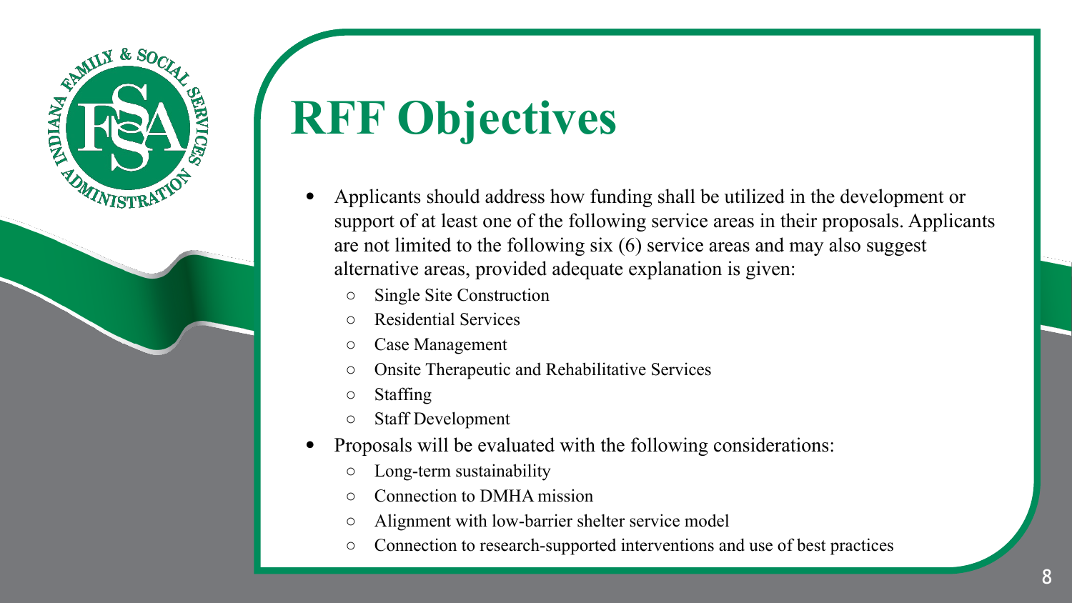# RFF Objectives

- Applicants should address how funding shall be utilized in the development or support of at least one of the following service areas in their proposals. Applicants are not limited to the following six (6) service areas and may also suggest alternative areas, provided adequate explanation is given:
  - Single Site Construction
  - Residential Services
  - Case Management
  - Onsite Therapeutic and Rehabilitative Services
  - Staffing
  - Staff Development
- Proposals will be evaluated with the following considerations:
  - Long-term sustainability
  - Connection to DMHA mission
  - Alignment with low-barrier shelter service model
  - Connection to research-supported interventions and use of best practices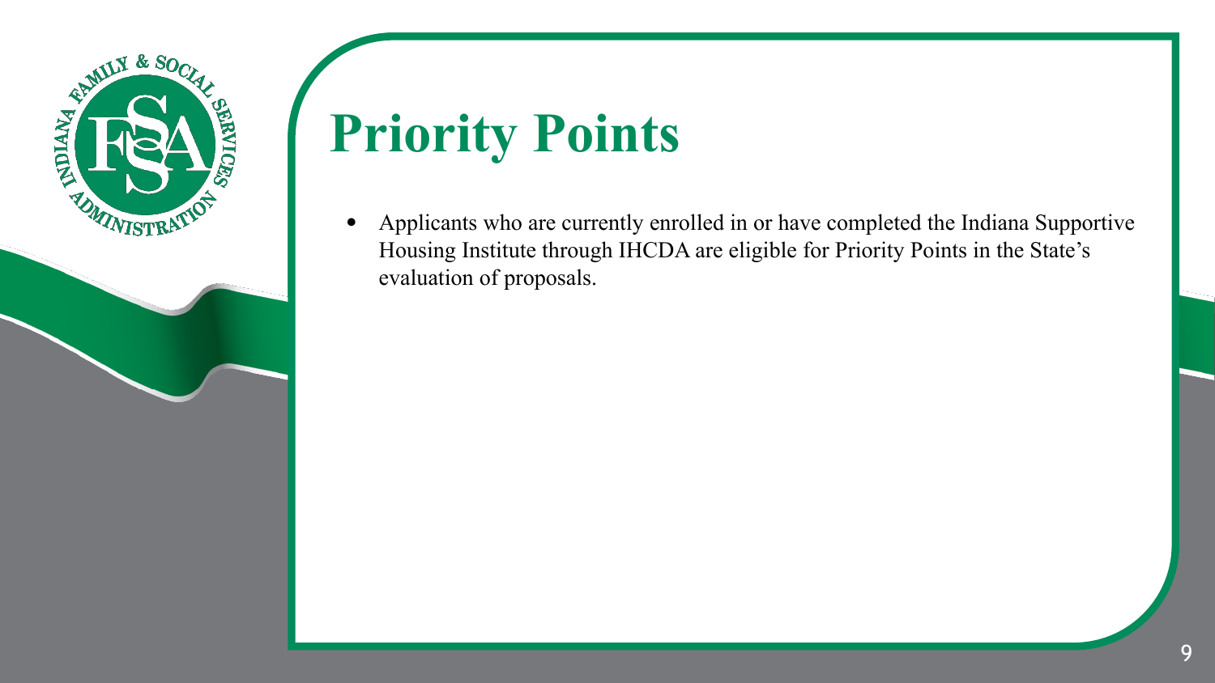# Priority Points

- Applicants who are currently enrolled in or have completed the Indiana Supportive Housing Institute through IHCDA are eligible for Priority Points in the State's evaluation of proposals.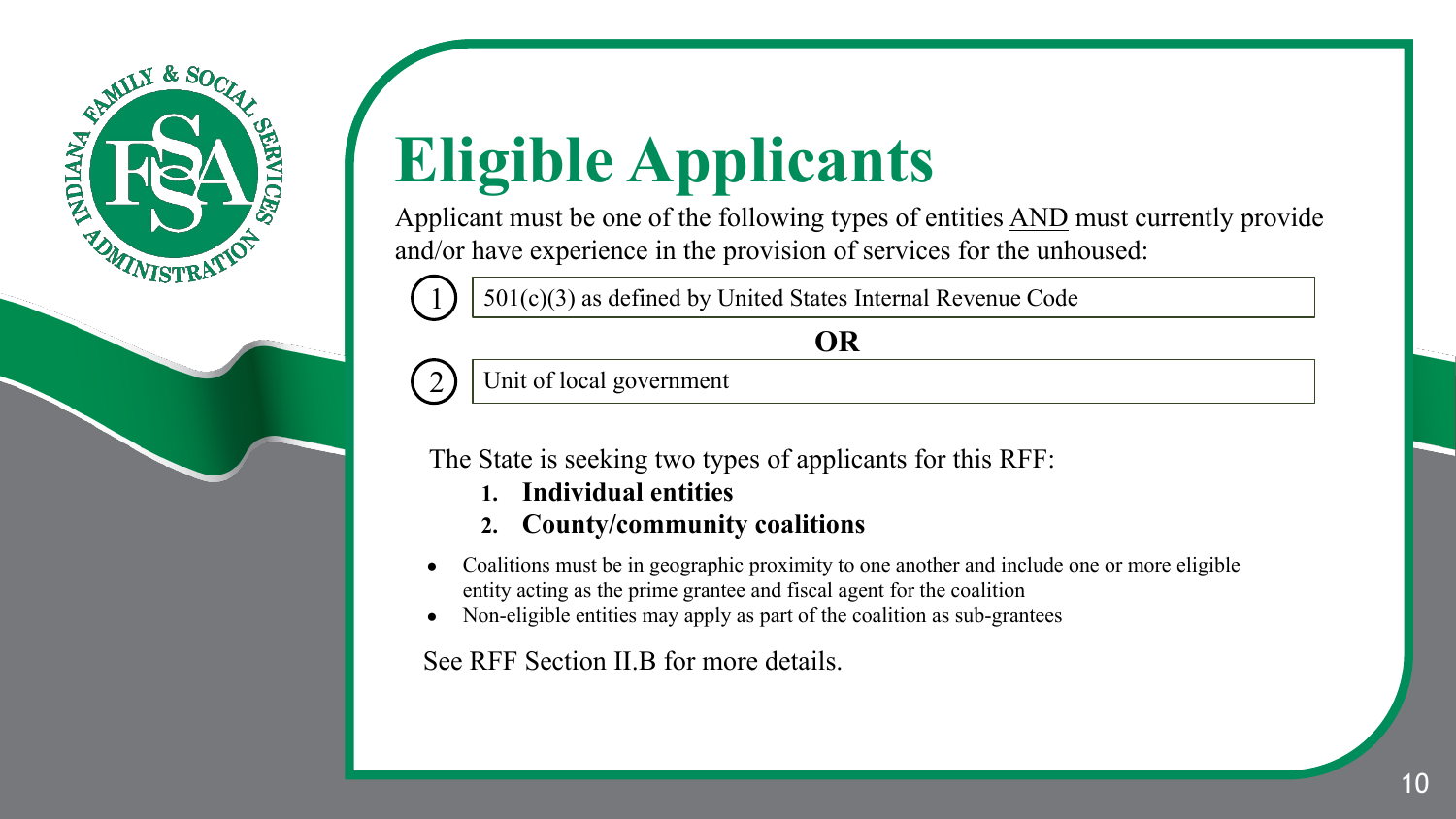# Eligible Applicants

Applicant must be one of the following types of entities AND must currently provide and/or have experience in the provision of services for the unhoused:

1. 501(c)(3) as defined by United States Internal Revenue Code

**OR**

2. Unit of local government

The State is seeking two types of applicants for this RFF:

1. **Individual entities**
2. **County/community coalitions**

- Coalitions must be in geographic proximity to one another and include one or more eligible entity acting as the prime grantee and fiscal agent for the coalition
- Non-eligible entities may apply as part of the coalition as sub-grantees

See RFF Section II.B for more details.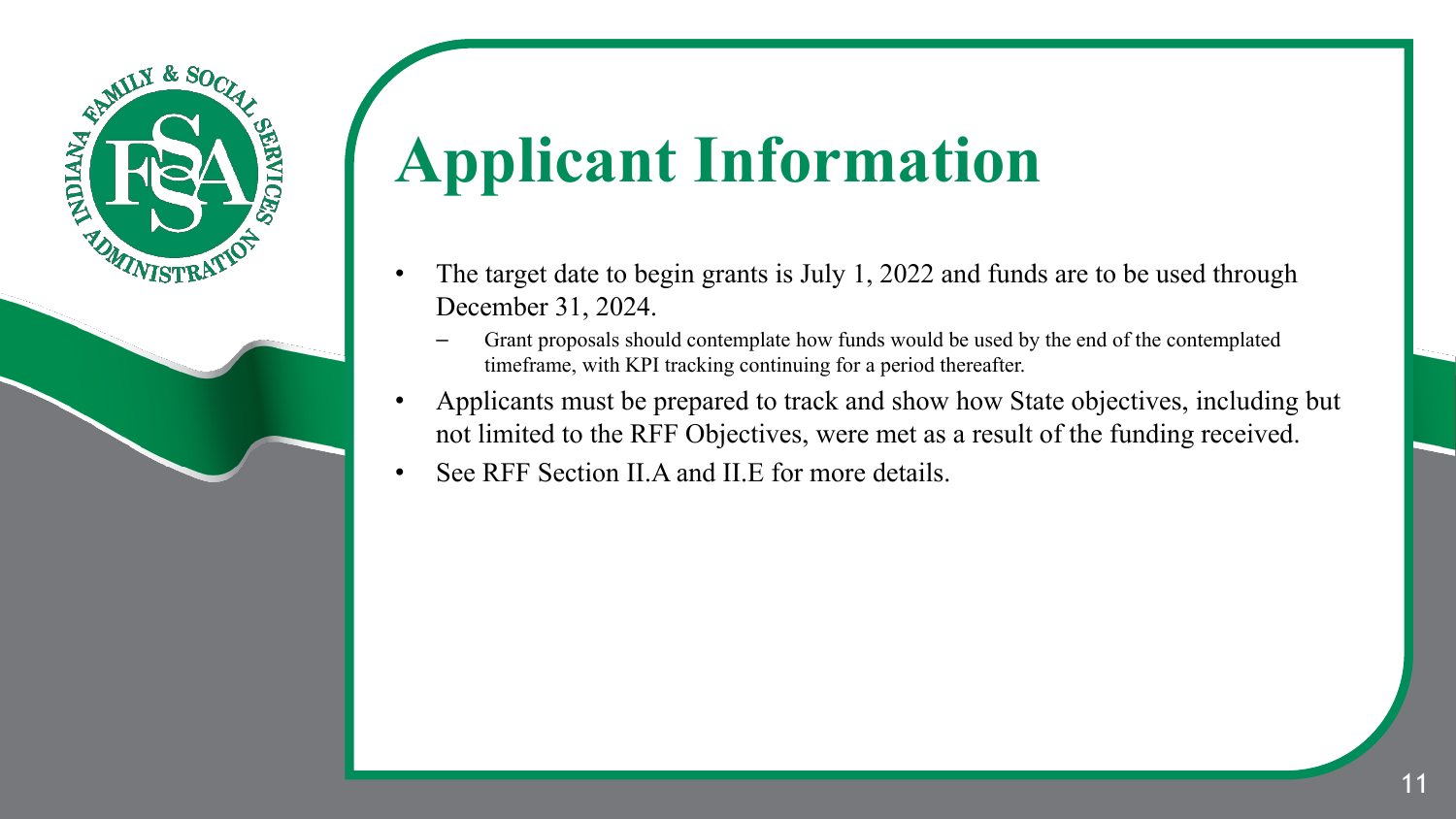# Applicant Information

- The target date to begin grants is July 1, 2022 and funds are to be used through December 31, 2024.
  - Grant proposals should contemplate how funds would be used by the end of the contemplated timeframe, with KPI tracking continuing for a period thereafter.
- Applicants must be prepared to track and show how State objectives, including but not limited to the RFF Objectives, were met as a result of the funding received.
- See RFF Section II.A and II.E for more details.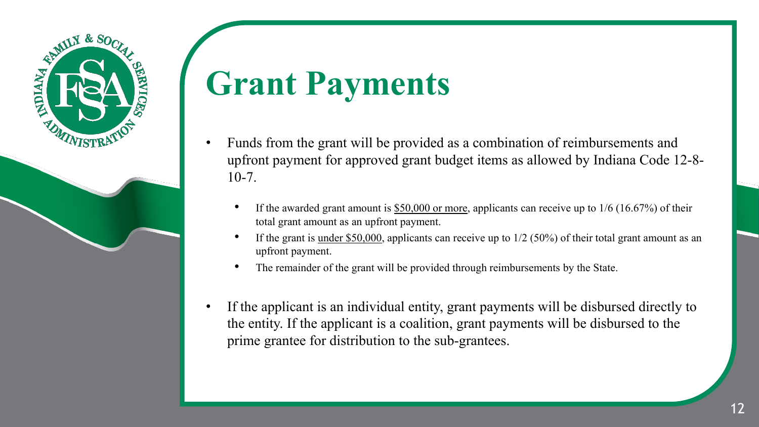# Grant Payments

- Funds from the grant will be provided as a combination of reimbursements and upfront payment for approved grant budget items as allowed by Indiana Code 12-8-10-7.
  - If the awarded grant amount is <u>$50,000 or more</u>, applicants can receive up to 1/6 (16.67%) of their total grant amount as an upfront payment.
  - If the grant is <u>under $50,000</u>, applicants can receive up to 1/2 (50%) of their total grant amount as an upfront payment.
  - The remainder of the grant will be provided through reimbursements by the State.
- If the applicant is an individual entity, grant payments will be disbursed directly to the entity. If the applicant is a coalition, grant payments will be disbursed to the prime grantee for distribution to the sub-grantees.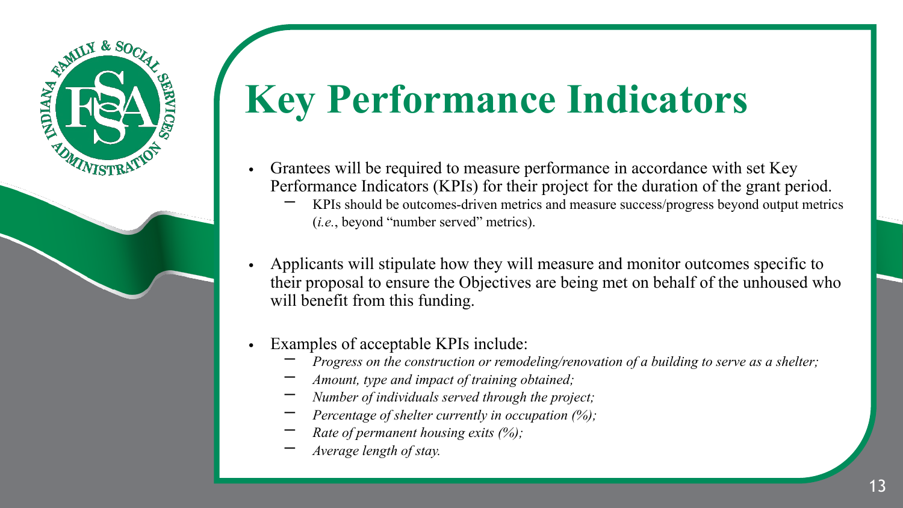# Key Performance Indicators

- Grantees will be required to measure performance in accordance with set Key Performance Indicators (KPIs) for their project for the duration of the grant period.
  - KPIs should be outcomes-driven metrics and measure success/progress beyond output metrics (*i.e.*, beyond "number served" metrics).

- Applicants will stipulate how they will measure and monitor outcomes specific to their proposal to ensure the Objectives are being met on behalf of the unhoused who will benefit from this funding.

- Examples of acceptable KPIs include:
  - *Progress on the construction or remodeling/renovation of a building to serve as a shelter;*
  - *Amount, type and impact of training obtained;*
  - *Number of individuals served through the project;*
  - *Percentage of shelter currently in occupation (%);*
  - *Rate of permanent housing exits (%);*
  - *Average length of stay.*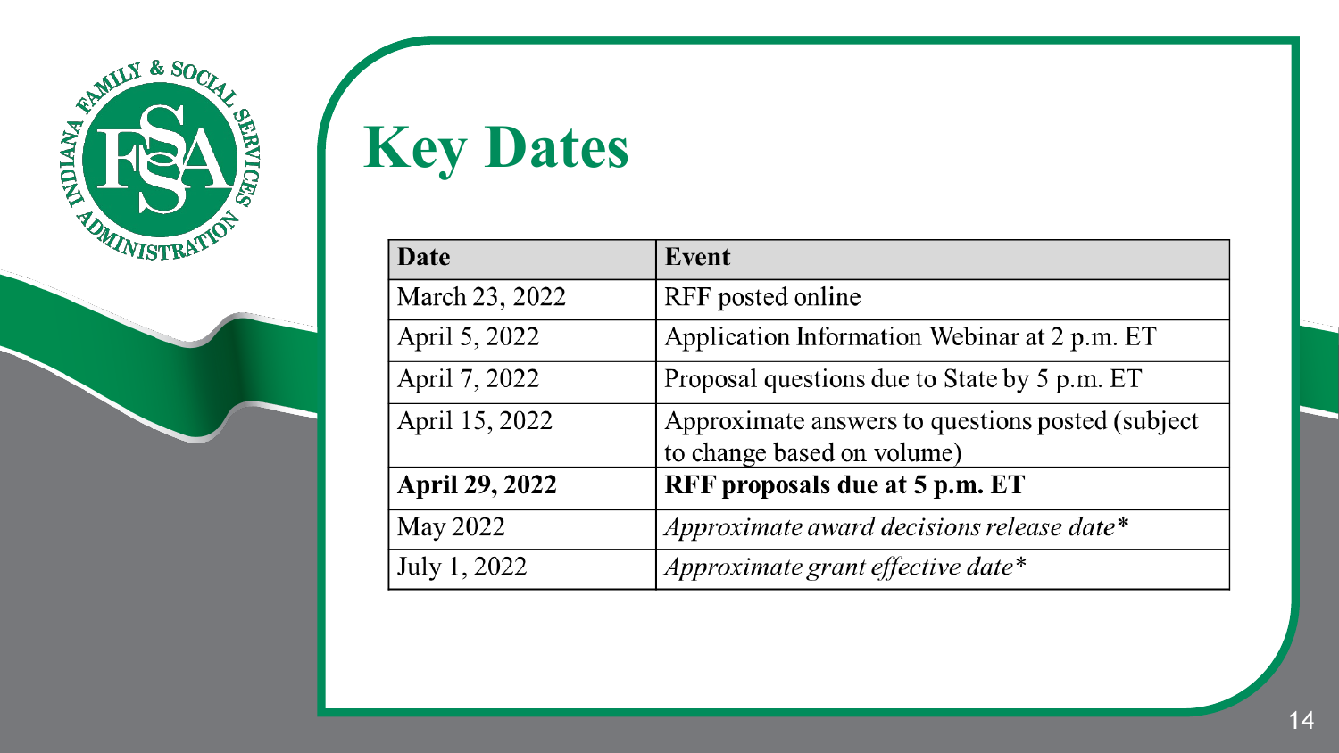# Key Dates

| Date | Event |
|---|---|
| March 23, 2022 | RFF posted online |
| April 5, 2022 | Application Information Webinar at 2 p.m. ET |
| April 7, 2022 | Proposal questions due to State by 5 p.m. ET |
| April 15, 2022 | Approximate answers to questions posted (subject to change based on volume) |
| **April 29, 2022** | **RFF proposals due at 5 p.m. ET** |
| May 2022 | *Approximate award decisions release date** |
| July 1, 2022 | *Approximate grant effective date** |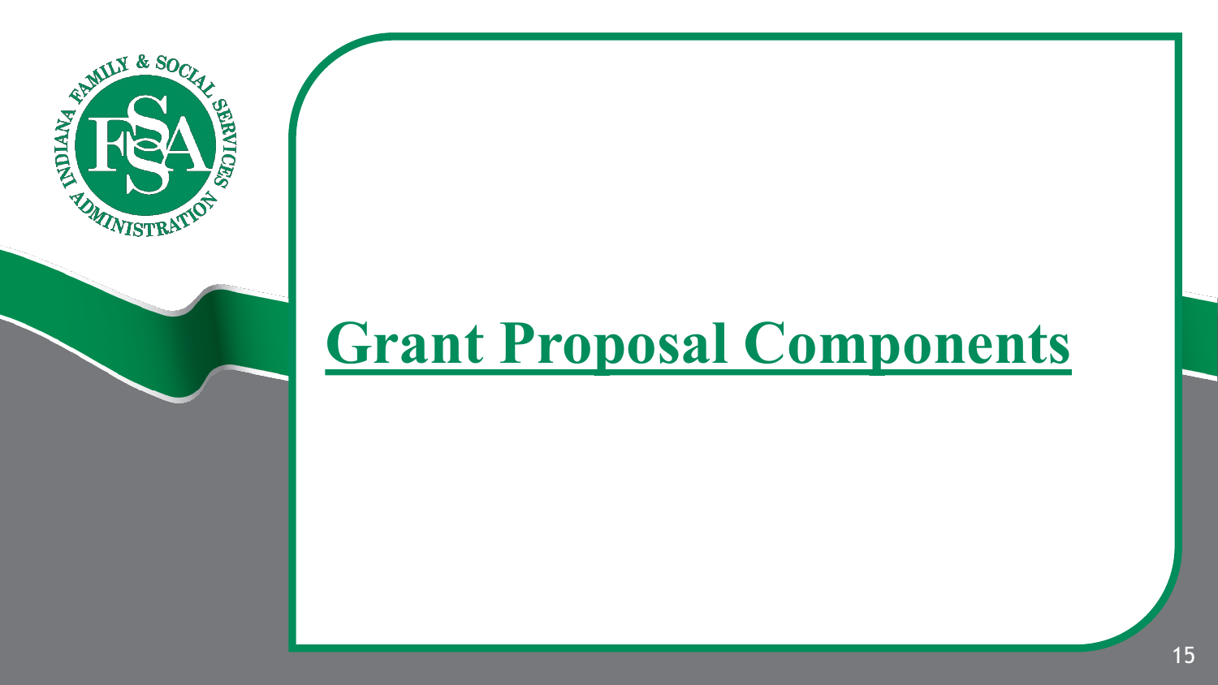# Grant Proposal Components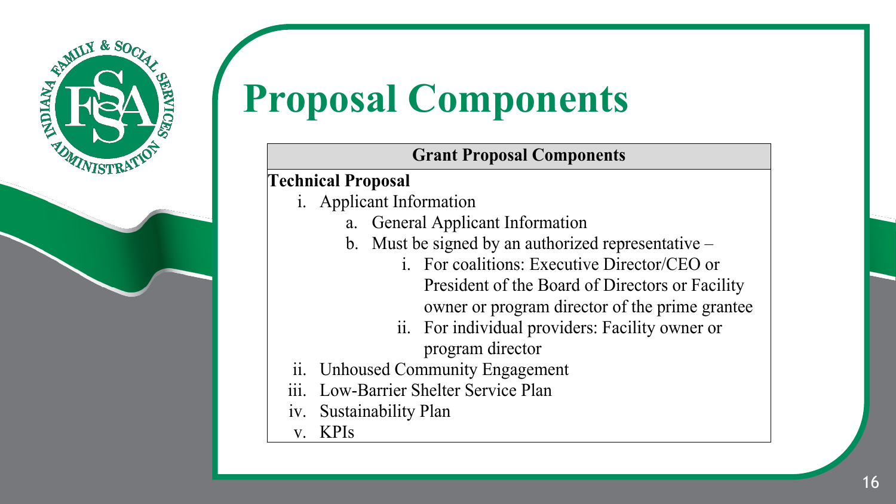# Proposal Components

| Grant Proposal Components |
| --- |
| **Technical Proposal**<br>i. Applicant Information<br>&nbsp;&nbsp;&nbsp;&nbsp;a. General Applicant Information<br>&nbsp;&nbsp;&nbsp;&nbsp;b. Must be signed by an authorized representative –<br>&nbsp;&nbsp;&nbsp;&nbsp;&nbsp;&nbsp;&nbsp;&nbsp;i. For coalitions: Executive Director/CEO or President of the Board of Directors or Facility owner or program director of the prime grantee<br>&nbsp;&nbsp;&nbsp;&nbsp;&nbsp;&nbsp;&nbsp;&nbsp;ii. For individual providers: Facility owner or program director<br>ii. Unhoused Community Engagement<br>iii. Low-Barrier Shelter Service Plan<br>iv. Sustainability Plan<br>v. KPIs |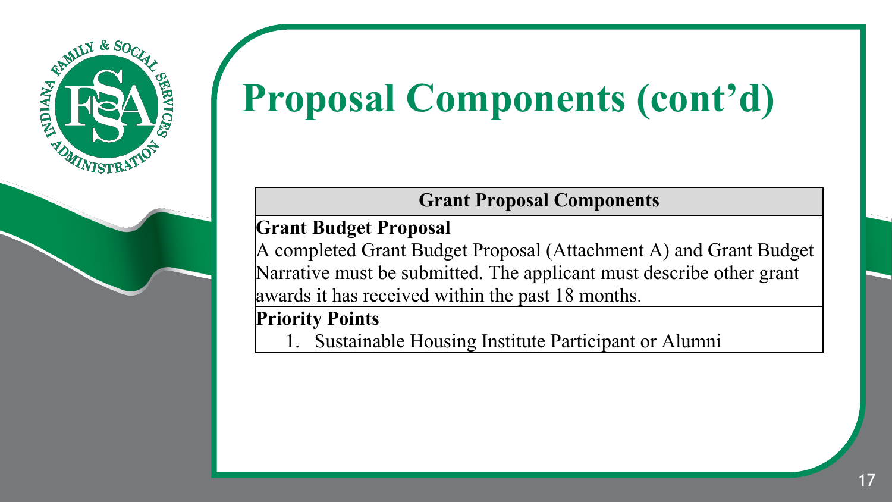# Proposal Components (cont'd)

| Grant Proposal Components |
| --- |
| **Grant Budget Proposal**<br>A completed Grant Budget Proposal (Attachment A) and Grant Budget Narrative must be submitted. The applicant must describe other grant awards it has received within the past 18 months. |
| **Priority Points**<br>1. Sustainable Housing Institute Participant or Alumni |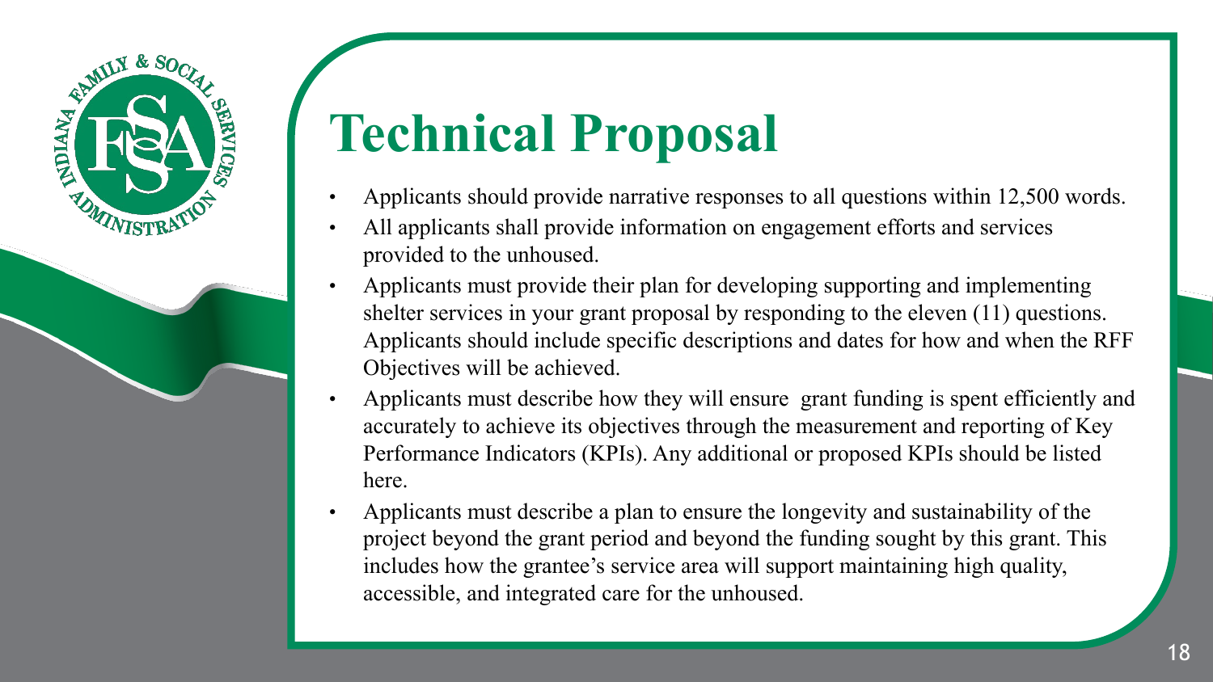# Technical Proposal

- Applicants should provide narrative responses to all questions within 12,500 words.
- All applicants shall provide information on engagement efforts and services provided to the unhoused.
- Applicants must provide their plan for developing supporting and implementing shelter services in your grant proposal by responding to the eleven (11) questions. Applicants should include specific descriptions and dates for how and when the RFF Objectives will be achieved.
- Applicants must describe how they will ensure grant funding is spent efficiently and accurately to achieve its objectives through the measurement and reporting of Key Performance Indicators (KPIs). Any additional or proposed KPIs should be listed here.
- Applicants must describe a plan to ensure the longevity and sustainability of the project beyond the grant period and beyond the funding sought by this grant. This includes how the grantee's service area will support maintaining high quality, accessible, and integrated care for the unhoused.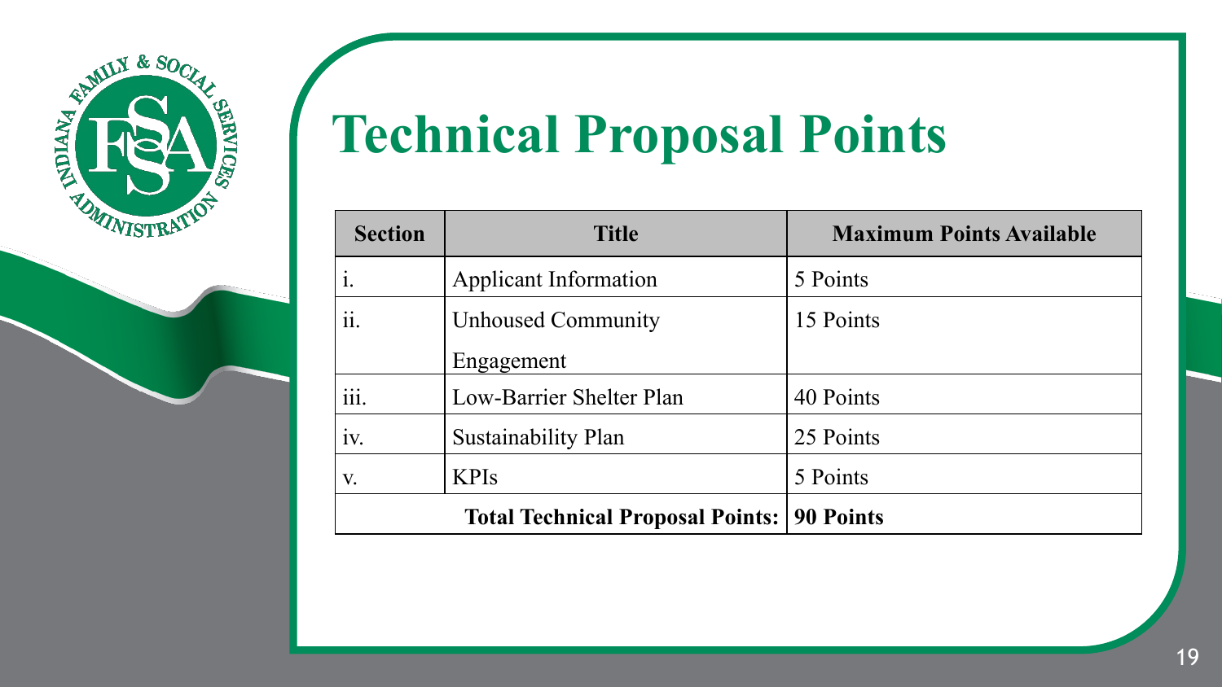# Technical Proposal Points

| Section | Title | Maximum Points Available |
|---|---|---|
| i. | Applicant Information | 5 Points |
| ii. | Unhoused Community Engagement | 15 Points |
| iii. | Low-Barrier Shelter Plan | 40 Points |
| iv. | Sustainability Plan | 25 Points |
| v. | KPIs | 5 Points |
| | **Total Technical Proposal Points:** | **90 Points** |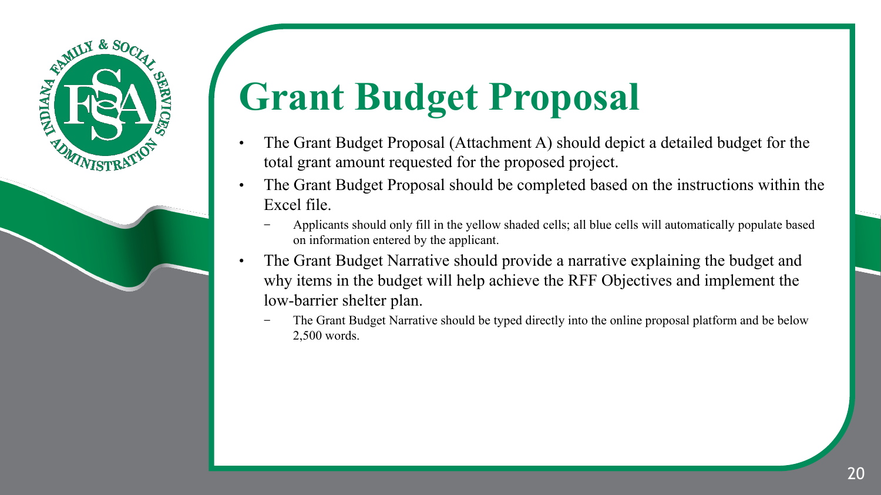# Grant Budget Proposal

- The Grant Budget Proposal (Attachment A) should depict a detailed budget for the total grant amount requested for the proposed project.
- The Grant Budget Proposal should be completed based on the instructions within the Excel file.
  - Applicants should only fill in the yellow shaded cells; all blue cells will automatically populate based on information entered by the applicant.
- The Grant Budget Narrative should provide a narrative explaining the budget and why items in the budget will help achieve the RFF Objectives and implement the low-barrier shelter plan.
  - The Grant Budget Narrative should be typed directly into the online proposal platform and be below 2,500 words.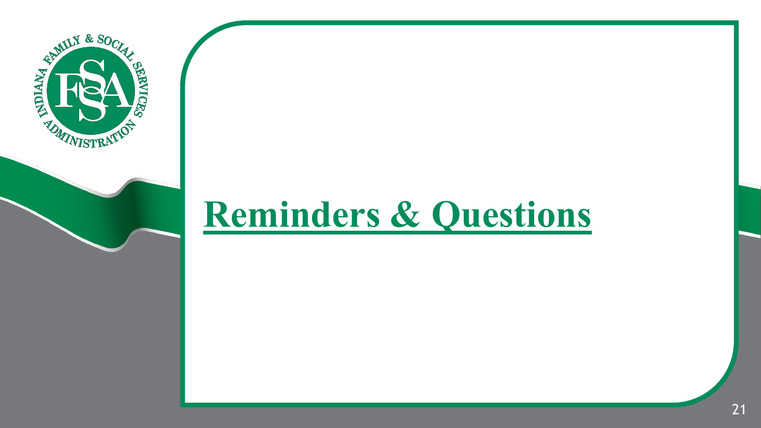# Reminders & Questions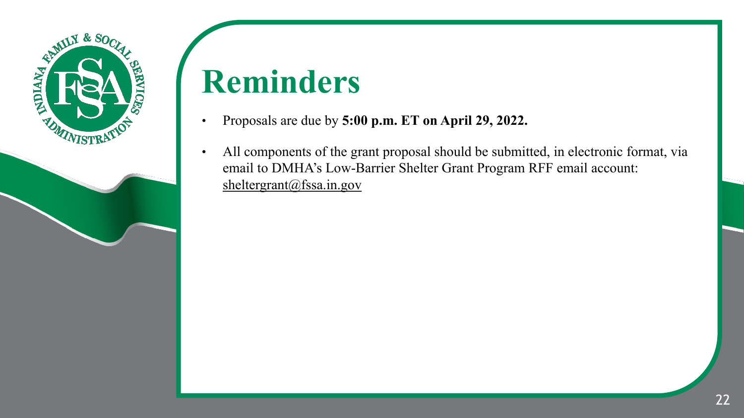# Reminders

- Proposals are due by **5:00 p.m. ET on April 29, 2022.**
- All components of the grant proposal should be submitted, in electronic format, via email to DMHA's Low-Barrier Shelter Grant Program RFF email account: sheltergrant@fssa.in.gov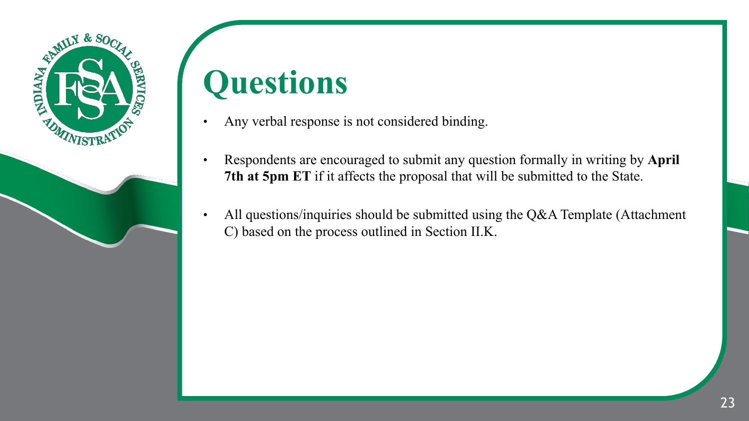# Questions

- Any verbal response is not considered binding.
- Respondents are encouraged to submit any question formally in writing by **April 7th at 5pm ET** if it affects the proposal that will be submitted to the State.
- All questions/inquiries should be submitted using the Q&A Template (Attachment C) based on the process outlined in Section II.K.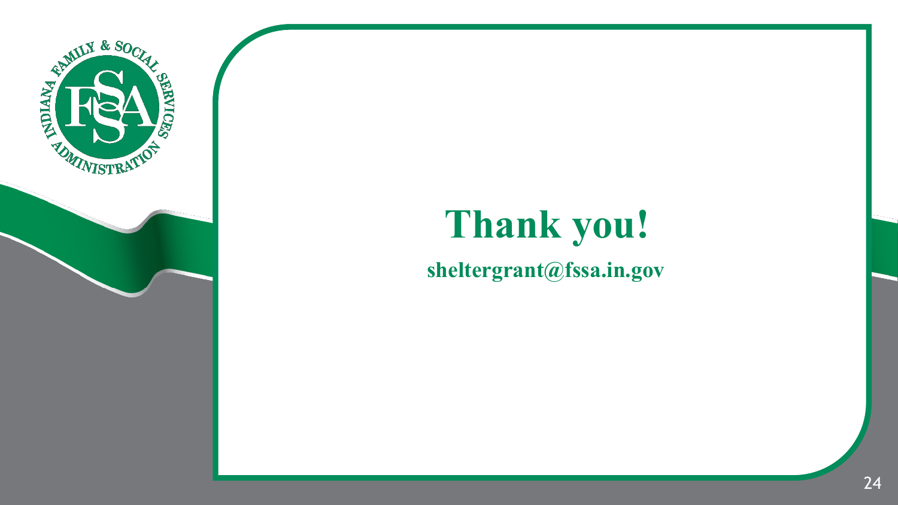# Thank you!

**sheltergrant@fssa.in.gov**